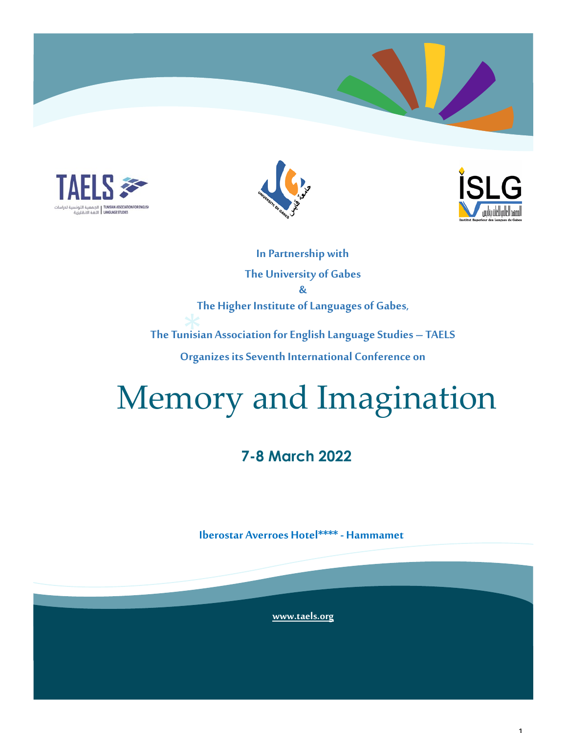In Partnership with

The University of Gabes

&

The Higher Institute of Languages of Gabes,

The Tunisian Association for English Language Studies – TAELS

Organizes its Seventh International Conference on

# Memory and Imagination

## 7-8 March 2022

Iberostar Averroes Hotel**** - Hammamet

www.taels.org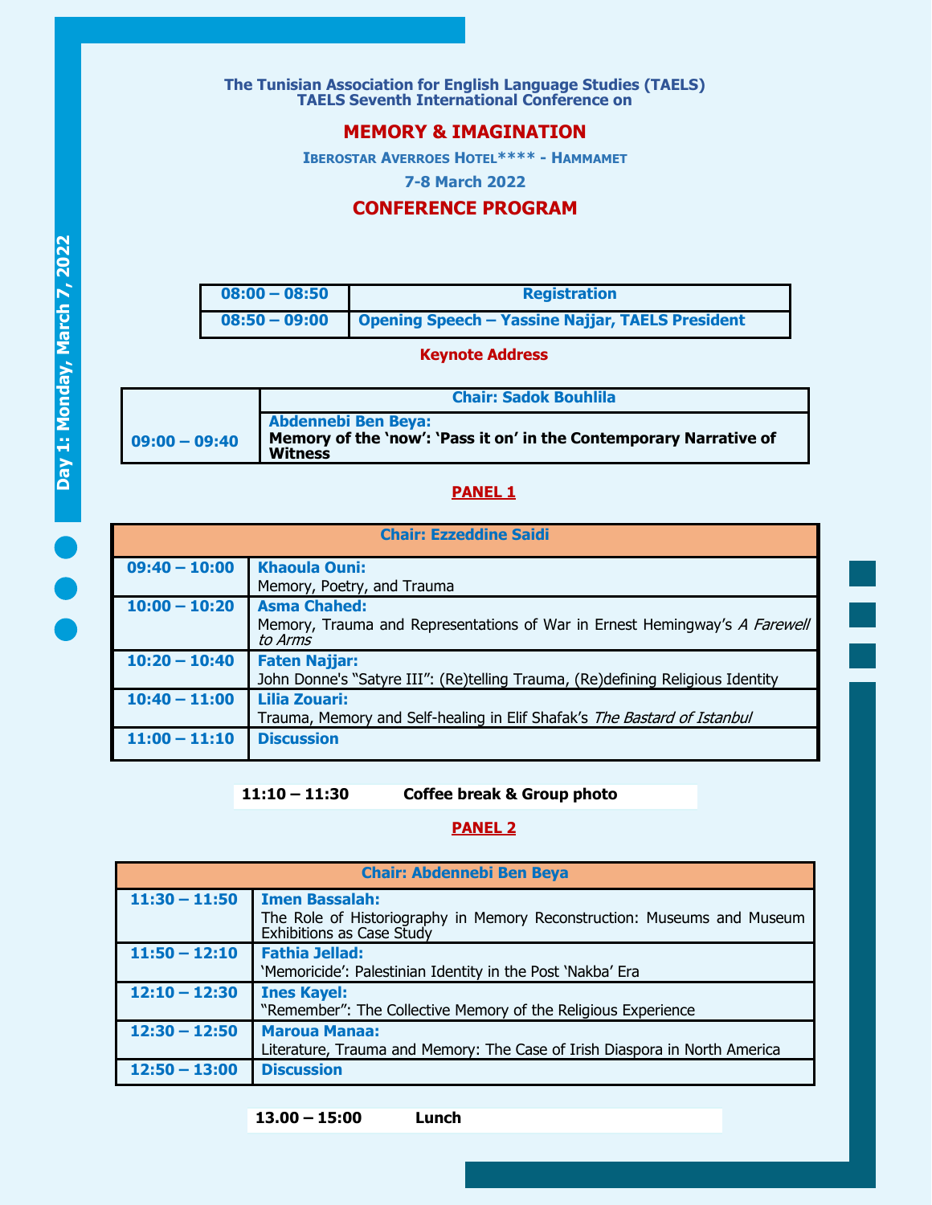The Tunisian Association for English Language Studies (TAELS)
TAELS Seventh International Conference on

# MEMORY & IMAGINATION

**Iberostar Averroes Hotel\*\*\*\* - Hammamet**

**7-8 March 2022**

## CONFERENCE PROGRAM

**Day 1: Monday, March 7, 2022**

| 08:00 – 08:50 | Registration |
|---|---|
| 08:50 – 09:00 | Opening Speech – Yassine Najjar, TAELS President |

### Keynote Address

| | Chair: Sadok Bouhlila |
|---|---|
| 09:00 – 09:40 | **Abdennebi Ben Beya:** **Memory of the 'now': 'Pass it on' in the Contemporary Narrative of Witness** |

### PANEL 1

| Chair: Ezzeddine Saidi | |
|---|---|
| 09:40 – 10:00 | **Khaoula Ouni:** Memory, Poetry, and Trauma |
| 10:00 – 10:20 | **Asma Chahed:** Memory, Trauma and Representations of War in Ernest Hemingway's *A Farewell to Arms* |
| 10:20 – 10:40 | **Faten Najjar:** John Donne's "Satyre III": (Re)telling Trauma, (Re)defining Religious Identity |
| 10:40 – 11:00 | **Lilia Zouari:** Trauma, Memory and Self-healing in Elif Shafak's *The Bastard of Istanbul* |
| 11:00 – 11:10 | **Discussion** |

**11:10 – 11:30 Coffee break & Group photo**

### PANEL 2

| Chair: Abdennebi Ben Beya | |
|---|---|
| 11:30 – 11:50 | **Imen Bassalah:** The Role of Historiography in Memory Reconstruction: Museums and Museum Exhibitions as Case Study |
| 11:50 – 12:10 | **Fathia Jellad:** 'Memoricide': Palestinian Identity in the Post 'Nakba' Era |
| 12:10 – 12:30 | **Ines Kayel:** "Remember": The Collective Memory of the Religious Experience |
| 12:30 – 12:50 | **Maroua Manaa:** Literature, Trauma and Memory: The Case of Irish Diaspora in North America |
| 12:50 – 13:00 | **Discussion** |

**13.00 – 15:00 Lunch**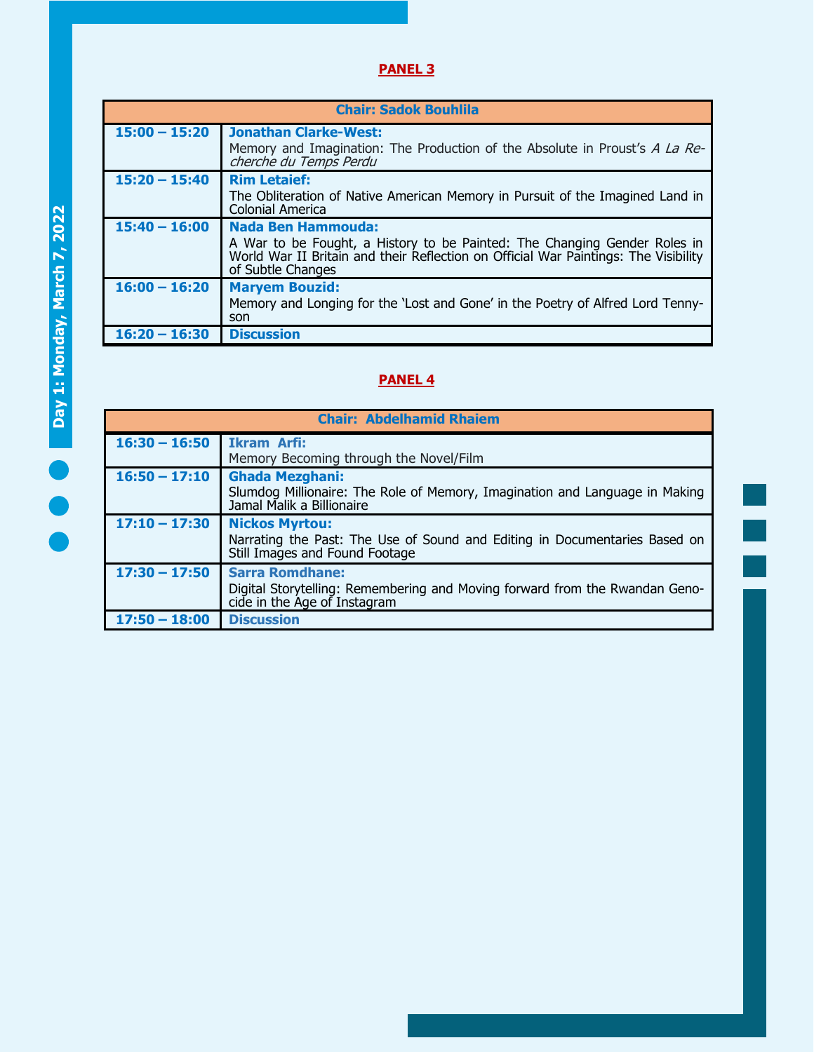**Day 1: Monday, March 7, 2022**

## PANEL 3

| Chair: Sadok Bouhlila | |
|---|---|
| **15:00 – 15:20** | **Jonathan Clarke-West:** Memory and Imagination: The Production of the Absolute in Proust's *A La Recherche du Temps Perdu* |
| **15:20 – 15:40** | **Rim Letaief:** The Obliteration of Native American Memory in Pursuit of the Imagined Land in Colonial America |
| **15:40 – 16:00** | **Nada Ben Hammouda:** A War to be Fought, a History to be Painted: The Changing Gender Roles in World War II Britain and their Reflection on Official War Paintings: The Visibility of Subtle Changes |
| **16:00 – 16:20** | **Maryem Bouzid:** Memory and Longing for the 'Lost and Gone' in the Poetry of Alfred Lord Tennyson |
| **16:20 – 16:30** | **Discussion** |

## PANEL 4

| Chair: Abdelhamid Rhaiem | |
|---|---|
| **16:30 – 16:50** | **Ikram Arfi:** Memory Becoming through the Novel/Film |
| **16:50 – 17:10** | **Ghada Mezghani:** Slumdog Millionaire: The Role of Memory, Imagination and Language in Making Jamal Malik a Billionaire |
| **17:10 – 17:30** | **Nickos Myrtou:** Narrating the Past: The Use of Sound and Editing in Documentaries Based on Still Images and Found Footage |
| **17:30 – 17:50** | **Sarra Romdhane:** Digital Storytelling: Remembering and Moving forward from the Rwandan Genocide in the Age of Instagram |
| **17:50 – 18:00** | **Discussion** |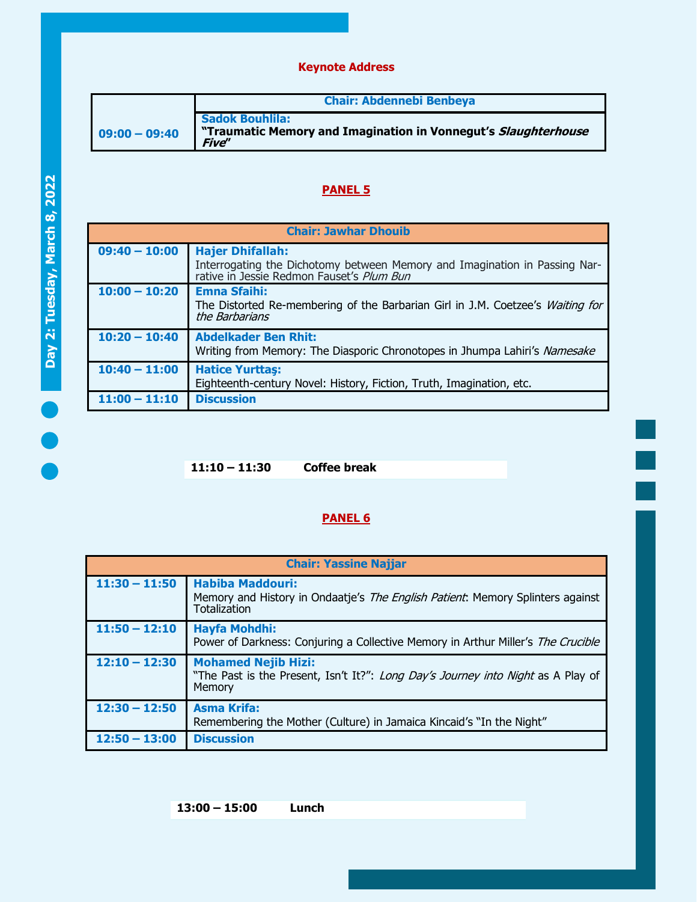**Day 2: Tuesday, March 8, 2022**

## Keynote Address

| | Chair: Abdennebi Benbeya |
|---|---|
| 09:00 – 09:40 | **Sadok Bouhlila:** **"Traumatic Memory and Imagination in Vonnegut's *Slaughterhouse Five*"** |

## PANEL 5

| Chair: Jawhar Dhouib | |
|---|---|
| 09:40 – 10:00 | **Hajer Dhifallah:** Interrogating the Dichotomy between Memory and Imagination in Passing Narrative in Jessie Redmon Fauset's *Plum Bun* |
| 10:00 – 10:20 | **Emna Sfaihi:** The Distorted Re-membering of the Barbarian Girl in J.M. Coetzee's *Waiting for the Barbarians* |
| 10:20 – 10:40 | **Abdelkader Ben Rhit:** Writing from Memory: The Diasporic Chronotopes in Jhumpa Lahiri's *Namesake* |
| 10:40 – 11:00 | **Hatice Yurttaş:** Eighteenth-century Novel: History, Fiction, Truth, Imagination, etc. |
| 11:00 – 11:10 | **Discussion** |

**11:10 – 11:30 Coffee break**

## PANEL 6

| Chair: Yassine Najjar | |
|---|---|
| 11:30 – 11:50 | **Habiba Maddouri:** Memory and History in Ondaatje's *The English Patient*: Memory Splinters against Totalization |
| 11:50 – 12:10 | **Hayfa Mohdhi:** Power of Darkness: Conjuring a Collective Memory in Arthur Miller's *The Crucible* |
| 12:10 – 12:30 | **Mohamed Nejib Hizi:** "The Past is the Present, Isn't It?": *Long Day's Journey into Night* as A Play of Memory |
| 12:30 – 12:50 | **Asma Krifa:** Remembering the Mother (Culture) in Jamaica Kincaid's "In the Night" |
| 12:50 – 13:00 | **Discussion** |

**13:00 – 15:00 Lunch**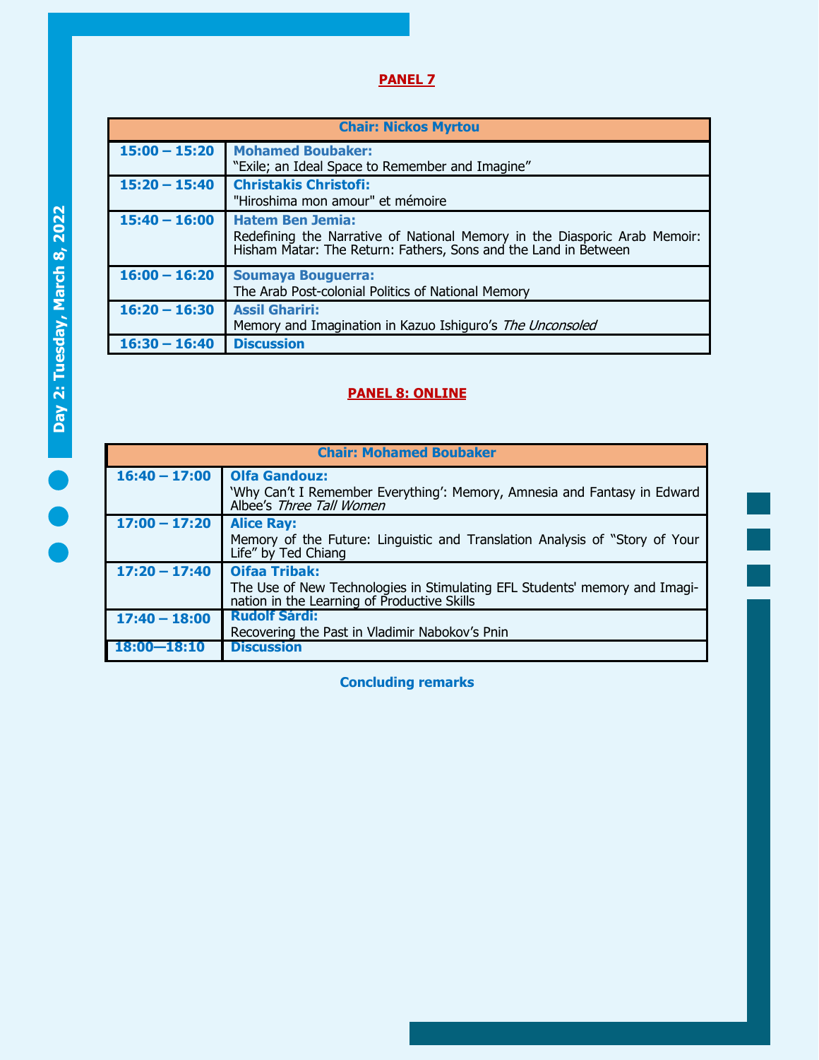Day 2: Tuesday, March 8, 2022

## PANEL 7

| Chair: Nickos Myrtou | |
|---|---|
| 15:00 – 15:20 | **Mohamed Boubaker:** "Exile; an Ideal Space to Remember and Imagine" |
| 15:20 – 15:40 | **Christakis Christofi:** "Hiroshima mon amour" et mémoire |
| 15:40 – 16:00 | **Hatem Ben Jemia:** Redefining the Narrative of National Memory in the Diasporic Arab Memoir: Hisham Matar: The Return: Fathers, Sons and the Land in Between |
| 16:00 – 16:20 | **Soumaya Bouguerra:** The Arab Post-colonial Politics of National Memory |
| 16:20 – 16:30 | **Assil Ghariri:** Memory and Imagination in Kazuo Ishiguro's *The Unconsoled* |
| 16:30 – 16:40 | **Discussion** |

## PANEL 8: ONLINE

| Chair: Mohamed Boubaker | |
|---|---|
| 16:40 – 17:00 | **Olfa Gandouz:** 'Why Can't I Remember Everything': Memory, Amnesia and Fantasy in Edward Albee's *Three Tall Women* |
| 17:00 – 17:20 | **Alice Ray:** Memory of the Future: Linguistic and Translation Analysis of "Story of Your Life" by Ted Chiang |
| 17:20 – 17:40 | **Oifaa Tribak:** The Use of New Technologies in Stimulating EFL Students' memory and Imagination in the Learning of Productive Skills |
| 17:40 – 18:00 | **Rudolf Sárdi:** Recovering the Past in Vladimir Nabokov's Pnin |
| 18:00—18:10 | **Discussion** |

**Concluding remarks**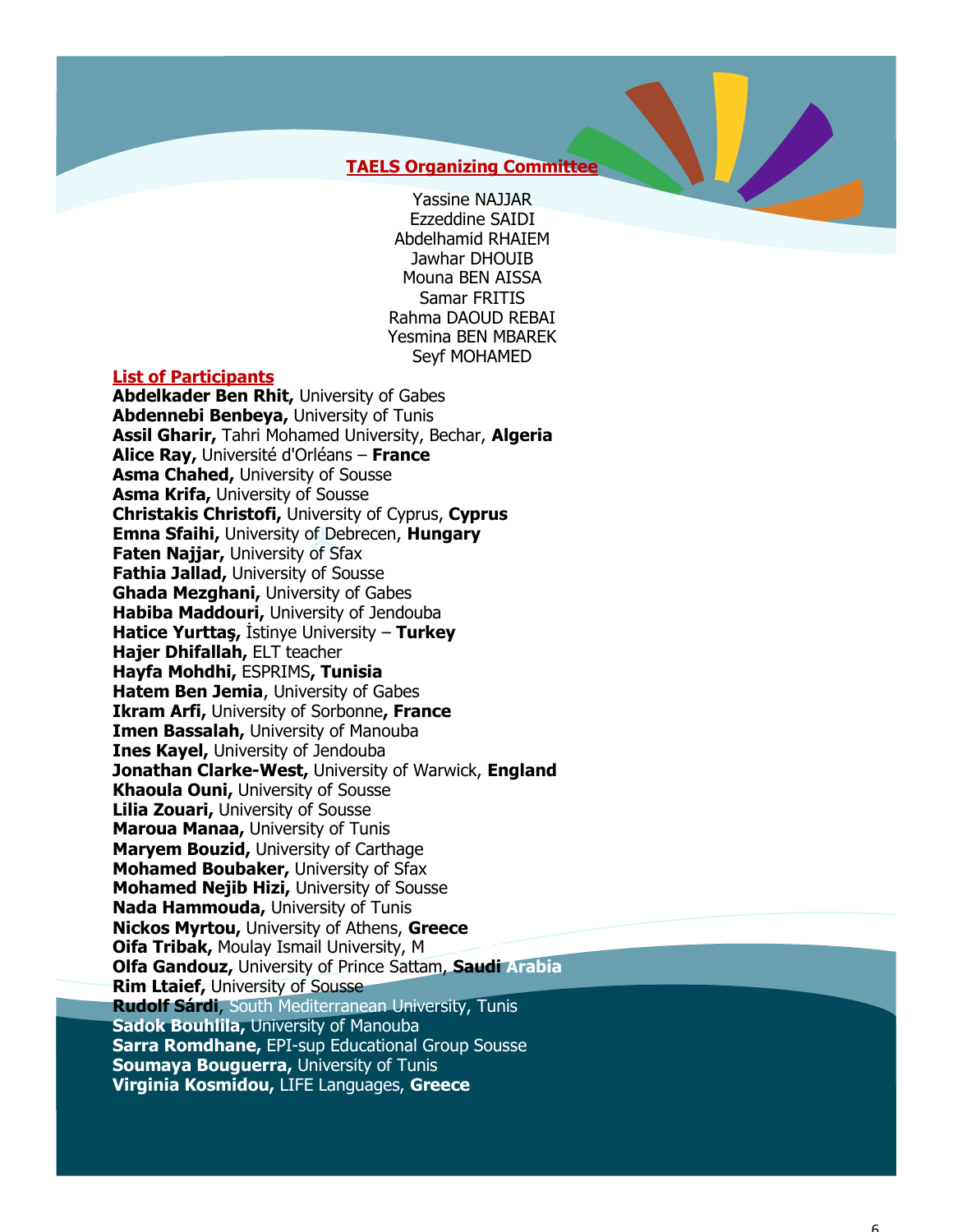## TAELS Organizing Committee

Yassine NAJJAR
Ezzeddine SAIDI
Abdelhamid RHAIEM
Jawhar DHOUIB
Mouna BEN AISSA
Samar FRITIS
Rahma DAOUD REBAI
Yesmina BEN MBAREK
Seyf MOHAMED

## List of Participants

**Abdelkader Ben Rhit,** University of Gabes
**Abdennebi Benbeya,** University of Tunis
**Assil Gharir,** Tahri Mohamed University, Bechar, **Algeria**
**Alice Ray,** Université d'Orléans – **France**
**Asma Chahed,** University of Sousse
**Asma Krifa,** University of Sousse
**Christakis Christofi,** University of Cyprus, **Cyprus**
**Emna Sfaihi,** University of Debrecen, **Hungary**
**Faten Najjar,** University of Sfax
**Fathia Jallad,** University of Sousse
**Ghada Mezghani,** University of Gabes
**Habiba Maddouri,** University of Jendouba
**Hatice Yurttaş,** İstinye University – **Turkey**
**Hajer Dhifallah,** ELT teacher
**Hayfa Mohdhi,** ESPRIMS**, Tunisia**
**Hatem Ben Jemia**, University of Gabes
**Ikram Arfi,** University of Sorbonne**, France**
**Imen Bassalah,** University of Manouba
**Ines Kayel,** University of Jendouba
**Jonathan Clarke-West,** University of Warwick, **England**
**Khaoula Ouni,** University of Sousse
**Lilia Zouari,** University of Sousse
**Maroua Manaa,** University of Tunis
**Maryem Bouzid,** University of Carthage
**Mohamed Boubaker,** University of Sfax
**Mohamed Nejib Hizi,** University of Sousse
**Nada Hammouda,** University of Tunis
**Nickos Myrtou,** University of Athens, **Greece**
**Oifa Tribak,** Moulay Ismail University, M
**Olfa Gandouz,** University of Prince Sattam, **Saudi Arabia**
**Rim Ltaief,** University of Sousse
**Rudolf Sárdi**, South Mediterranean University, Tunis
**Sadok Bouhlila,** University of Manouba
**Sarra Romdhane,** EPI-sup Educational Group Sousse
**Soumaya Bouguerra,** University of Tunis
**Virginia Kosmidou,** LIFE Languages, **Greece**